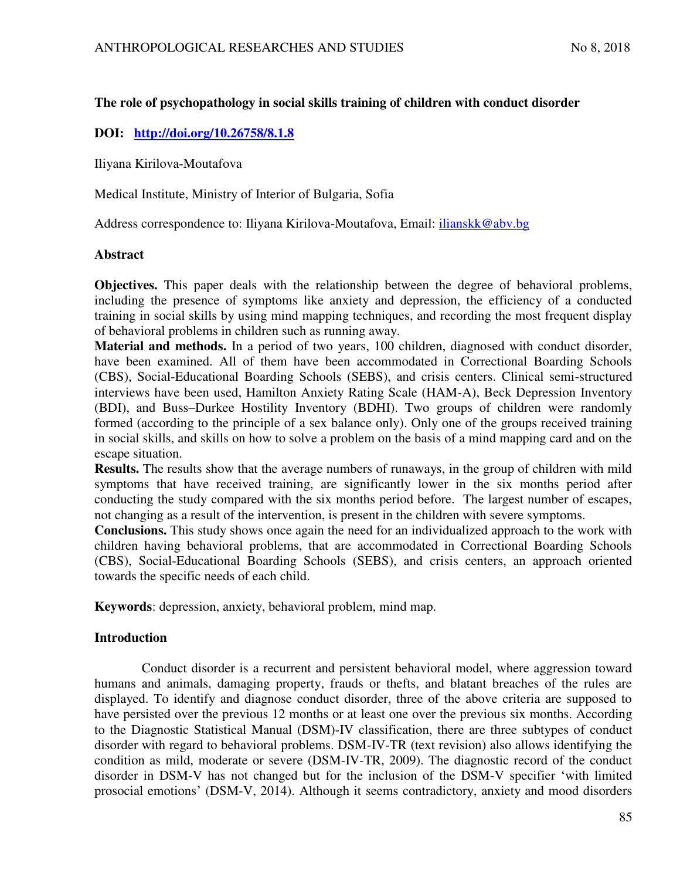# The role of psychopathology in social skills training of children with conduct disorder

**DOI: [http://doi.org/10.26758/8.1.8](http://doi.org/10.26758/8.1.8)**

Iliyana Kirilova-Moutafova

Medical Institute, Ministry of Interior of Bulgaria, Sofia

Address correspondence to: Iliyana Kirilova-Moutafova, Email: [ilianskk@abv.bg](mailto:ilianskk@abv.bg)

## Abstract

**Objectives.** This paper deals with the relationship between the degree of behavioral problems, including the presence of symptoms like anxiety and depression, the efficiency of a conducted training in social skills by using mind mapping techniques, and recording the most frequent display of behavioral problems in children such as running away.

**Material and methods.** In a period of two years, 100 children, diagnosed with conduct disorder, have been examined. All of them have been accommodated in Correctional Boarding Schools (CBS), Social-Educational Boarding Schools (SEBS), and crisis centers. Clinical semi-structured interviews have been used, Hamilton Anxiety Rating Scale (HAM-A), Beck Depression Inventory (BDI), and Buss–Durkee Hostility Inventory (BDHI). Two groups of children were randomly formed (according to the principle of a sex balance only). Only one of the groups received training in social skills, and skills on how to solve a problem on the basis of a mind mapping card and on the escape situation.

**Results.** The results show that the average numbers of runaways, in the group of children with mild symptoms that have received training, are significantly lower in the six months period after conducting the study compared with the six months period before. The largest number of escapes, not changing as a result of the intervention, is present in the children with severe symptoms.

**Conclusions.** This study shows once again the need for an individualized approach to the work with children having behavioral problems, that are accommodated in Correctional Boarding Schools (CBS), Social-Educational Boarding Schools (SEBS), and crisis centers, an approach oriented towards the specific needs of each child.

**Keywords**: depression, anxiety, behavioral problem, mind map.

## Introduction

Conduct disorder is a recurrent and persistent behavioral model, where aggression toward humans and animals, damaging property, frauds or thefts, and blatant breaches of the rules are displayed. To identify and diagnose conduct disorder, three of the above criteria are supposed to have persisted over the previous 12 months or at least one over the previous six months. According to the Diagnostic Statistical Manual (DSM)-IV classification, there are three subtypes of conduct disorder with regard to behavioral problems. DSM-IV-TR (text revision) also allows identifying the condition as mild, moderate or severe (DSM-IV-TR, 2009). The diagnostic record of the conduct disorder in DSM-V has not changed but for the inclusion of the DSM-V specifier 'with limited prosocial emotions' (DSM-V, 2014). Although it seems contradictory, anxiety and mood disorders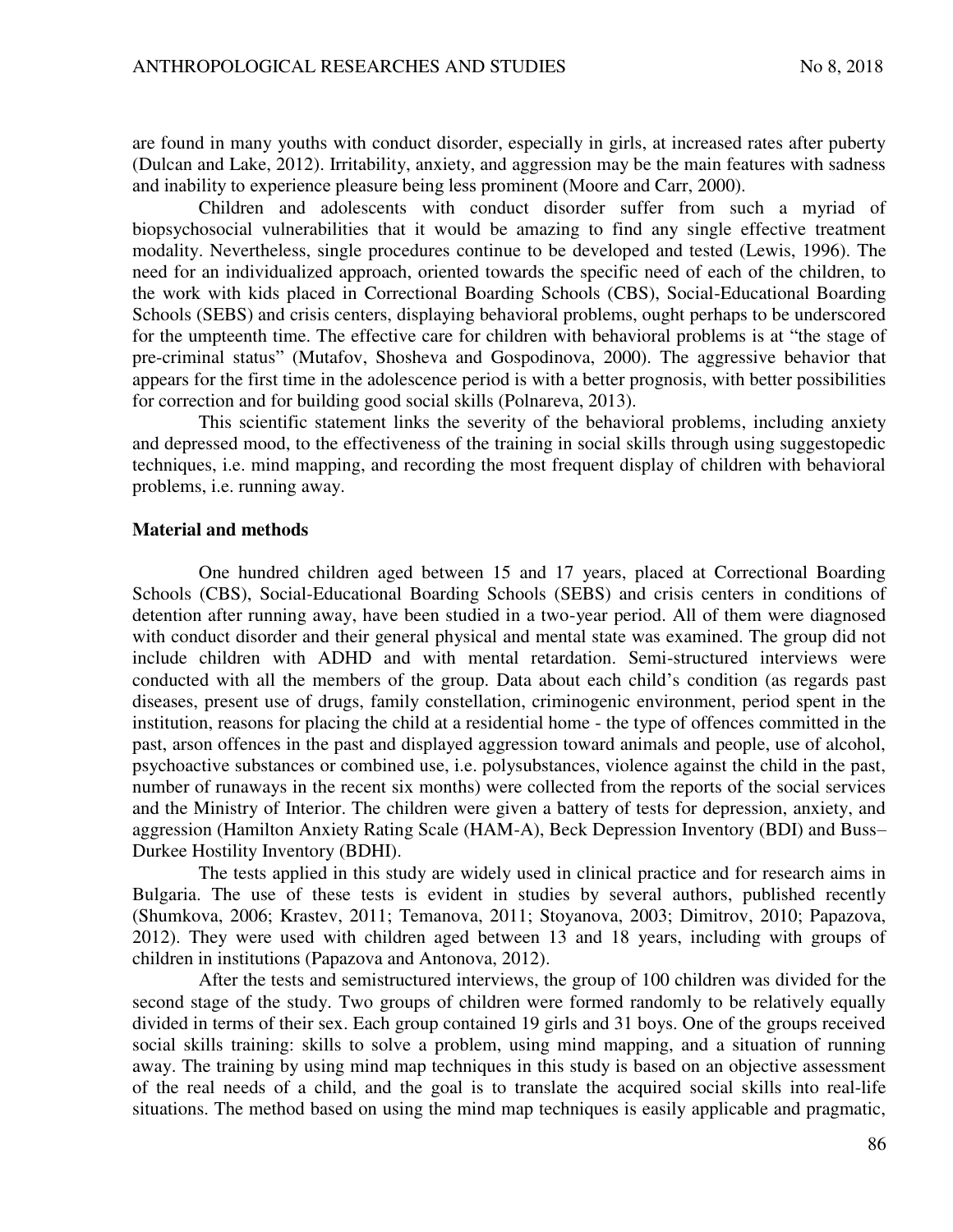are found in many youths with conduct disorder, especially in girls, at increased rates after puberty (Dulcan and Lake, 2012). Irritability, anxiety, and aggression may be the main features with sadness and inability to experience pleasure being less prominent (Moore and Carr, 2000).

Children and adolescents with conduct disorder suffer from such a myriad of biopsychosocial vulnerabilities that it would be amazing to find any single effective treatment modality. Nevertheless, single procedures continue to be developed and tested (Lewis, 1996). The need for an individualized approach, oriented towards the specific need of each of the children, to the work with kids placed in Correctional Boarding Schools (CBS), Social-Educational Boarding Schools (SEBS) and crisis centers, displaying behavioral problems, ought perhaps to be underscored for the umpteenth time. The effective care for children with behavioral problems is at "the stage of pre-criminal status" (Mutafov, Shosheva and Gospodinova, 2000). The aggressive behavior that appears for the first time in the adolescence period is with a better prognosis, with better possibilities for correction and for building good social skills (Polnareva, 2013).

This scientific statement links the severity of the behavioral problems, including anxiety and depressed mood, to the effectiveness of the training in social skills through using suggestopedic techniques, i.e. mind mapping, and recording the most frequent display of children with behavioral problems, i.e. running away.

**Material and methods**

One hundred children aged between 15 and 17 years, placed at Correctional Boarding Schools (CBS), Social-Educational Boarding Schools (SEBS) and crisis centers in conditions of detention after running away, have been studied in a two-year period. All of them were diagnosed with conduct disorder and their general physical and mental state was examined. The group did not include children with ADHD and with mental retardation. Semi-structured interviews were conducted with all the members of the group. Data about each child's condition (as regards past diseases, present use of drugs, family constellation, criminogenic environment, period spent in the institution, reasons for placing the child at a residential home - the type of offences committed in the past, arson offences in the past and displayed aggression toward animals and people, use of alcohol, psychoactive substances or combined use, i.e. polysubstances, violence against the child in the past, number of runaways in the recent six months) were collected from the reports of the social services and the Ministry of Interior. The children were given a battery of tests for depression, anxiety, and aggression (Hamilton Anxiety Rating Scale (HAM-A), Beck Depression Inventory (BDI) and Buss–Durkee Hostility Inventory (BDHI).

The tests applied in this study are widely used in clinical practice and for research aims in Bulgaria. The use of these tests is evident in studies by several authors, published recently (Shumkova, 2006; Krastev, 2011; Temanova, 2011; Stoyanova, 2003; Dimitrov, 2010; Papazova, 2012). They were used with children aged between 13 and 18 years, including with groups of children in institutions (Papazova and Antonova, 2012).

After the tests and semistructured interviews, the group of 100 children was divided for the second stage of the study. Two groups of children were formed randomly to be relatively equally divided in terms of their sex. Each group contained 19 girls and 31 boys. One of the groups received social skills training: skills to solve a problem, using mind mapping, and a situation of running away. The training by using mind map techniques in this study is based on an objective assessment of the real needs of a child, and the goal is to translate the acquired social skills into real-life situations. The method based on using the mind map techniques is easily applicable and pragmatic,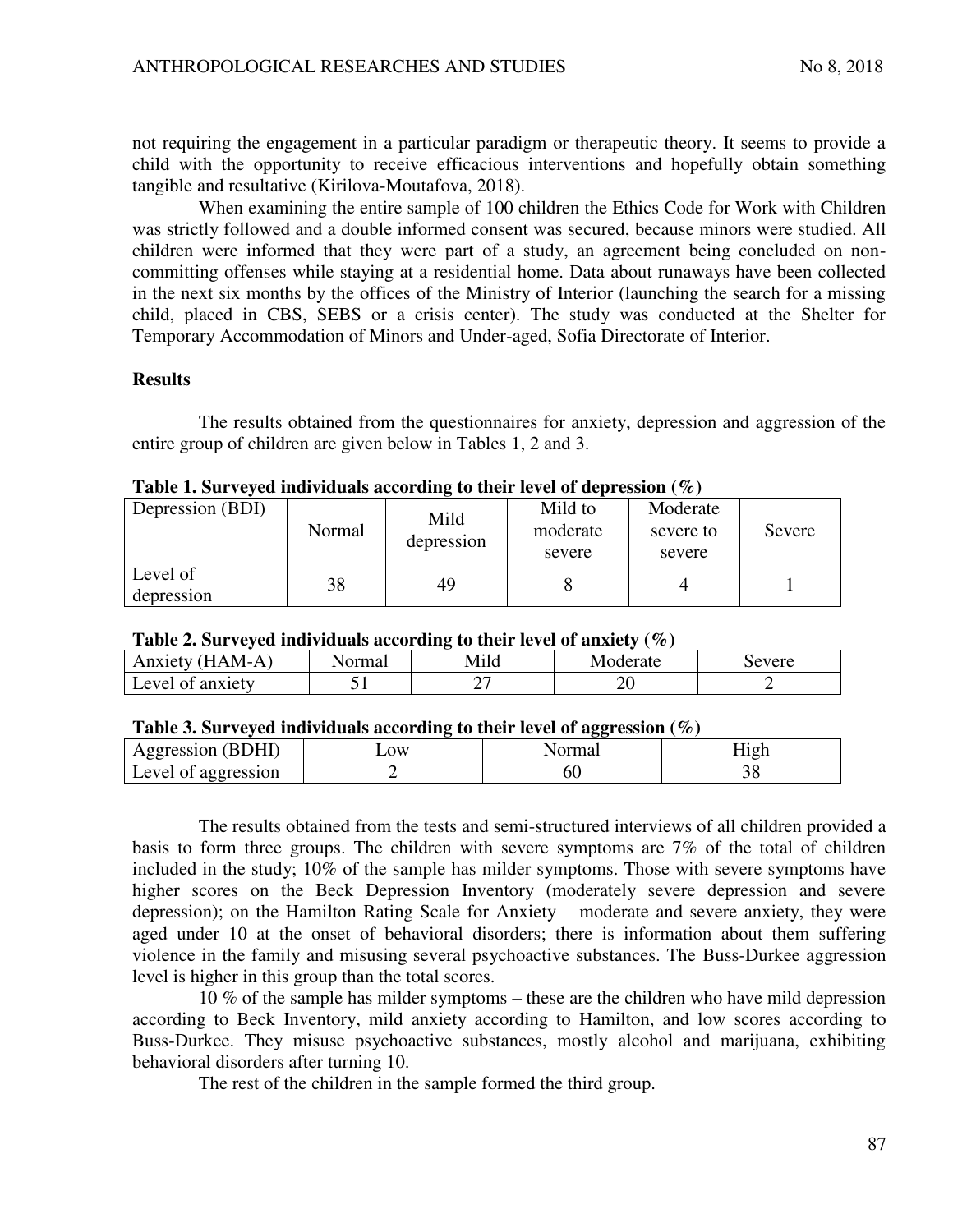not requiring the engagement in a particular paradigm or therapeutic theory. It seems to provide a child with the opportunity to receive efficacious interventions and hopefully obtain something tangible and resultative (Kirilova-Moutafova, 2018).

When examining the entire sample of 100 children the Ethics Code for Work with Children was strictly followed and a double informed consent was secured, because minors were studied. All children were informed that they were part of a study, an agreement being concluded on non-committing offenses while staying at a residential home. Data about runaways have been collected in the next six months by the offices of the Ministry of Interior (launching the search for a missing child, placed in CBS, SEBS or a crisis center). The study was conducted at the Shelter for Temporary Accommodation of Minors and Under-aged, Sofia Directorate of Interior.

**Results**

The results obtained from the questionnaires for anxiety, depression and aggression of the entire group of children are given below in Tables 1, 2 and 3.

**Table 1. Surveyed individuals according to their level of depression (%)**

| Depression (BDI) | Normal | Mild depression | Mild to moderate severe | Moderate severe to severe | Severe |
|---|---|---|---|---|---|
| Level of depression | 38 | 49 | 8 | 4 | 1 |

**Table 2. Surveyed individuals according to their level of anxiety (%)**

| Anxiety (HAM-A) | Normal | Mild | Moderate | Severe |
|---|---|---|---|---|
| Level of anxiety | 51 | 27 | 20 | 2 |

**Table 3. Surveyed individuals according to their level of aggression (%)**

| Aggression (BDHI) | Low | Normal | High |
|---|---|---|---|
| Level of aggression | 2 | 60 | 38 |

The results obtained from the tests and semi-structured interviews of all children provided a basis to form three groups. The children with severe symptoms are 7% of the total of children included in the study; 10% of the sample has milder symptoms. Those with severe symptoms have higher scores on the Beck Depression Inventory (moderately severe depression and severe depression); on the Hamilton Rating Scale for Anxiety – moderate and severe anxiety, they were aged under 10 at the onset of behavioral disorders; there is information about them suffering violence in the family and misusing several psychoactive substances. The Buss-Durkee aggression level is higher in this group than the total scores.

10 % of the sample has milder symptoms – these are the children who have mild depression according to Beck Inventory, mild anxiety according to Hamilton, and low scores according to Buss-Durkee. They misuse psychoactive substances, mostly alcohol and marijuana, exhibiting behavioral disorders after turning 10.

The rest of the children in the sample formed the third group.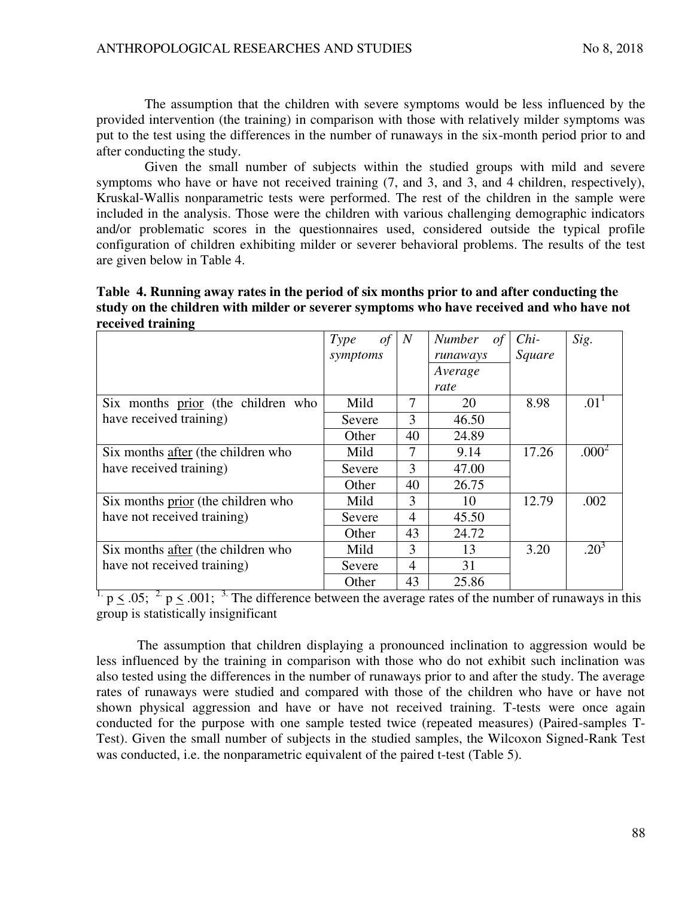The assumption that the children with severe symptoms would be less influenced by the provided intervention (the training) in comparison with those with relatively milder symptoms was put to the test using the differences in the number of runaways in the six-month period prior to and after conducting the study.

Given the small number of subjects within the studied groups with mild and severe symptoms who have or have not received training (7, and 3, and 3, and 4 children, respectively), Kruskal-Wallis nonparametric tests were performed. The rest of the children in the sample were included in the analysis. Those were the children with various challenging demographic indicators and/or problematic scores in the questionnaires used, considered outside the typical profile configuration of children exhibiting milder or severer behavioral problems. The results of the test are given below in Table 4.

**Table 4. Running away rates in the period of six months prior to and after conducting the study on the children with milder or severer symptoms who have received and who have not received training**

| | *Type of symptoms* | *N* | *Number of runaways* *Average rate* | *Chi-Square* | *Sig.* |
|---|---|---|---|---|---|
| Six months prior (the children who have received training) | Mild | 7 | 20 | 8.98 | .01[1] |
| | Severe | 3 | 46.50 | | |
| | Other | 40 | 24.89 | | |
| Six months after (the children who have received training) | Mild | 7 | 9.14 | 17.26 | .000[2] |
| | Severe | 3 | 47.00 | | |
| | Other | 40 | 26.75 | | |
| Six months prior (the children who have not received training) | Mild | 3 | 10 | 12.79 | .002 |
| | Severe | 4 | 45.50 | | |
| | Other | 43 | 24.72 | | |
| Six months after (the children who have not received training) | Mild | 3 | 13 | 3.20 | .20[3] |
| | Severe | 4 | 31 | | |
| | Other | 43 | 25.86 | | |

[1] $p \leq .05$; [2] $p \leq .001$; [3] The difference between the average rates of the number of runaways in this group is statistically insignificant

The assumption that children displaying a pronounced inclination to aggression would be less influenced by the training in comparison with those who do not exhibit such inclination was also tested using the differences in the number of runaways prior to and after the study. The average rates of runaways were studied and compared with those of the children who have or have not shown physical aggression and have or have not received training. T-tests were once again conducted for the purpose with one sample tested twice (repeated measures) (Paired-samples T-Test). Given the small number of subjects in the studied samples, the Wilcoxon Signed-Rank Test was conducted, i.e. the nonparametric equivalent of the paired t-test (Table 5).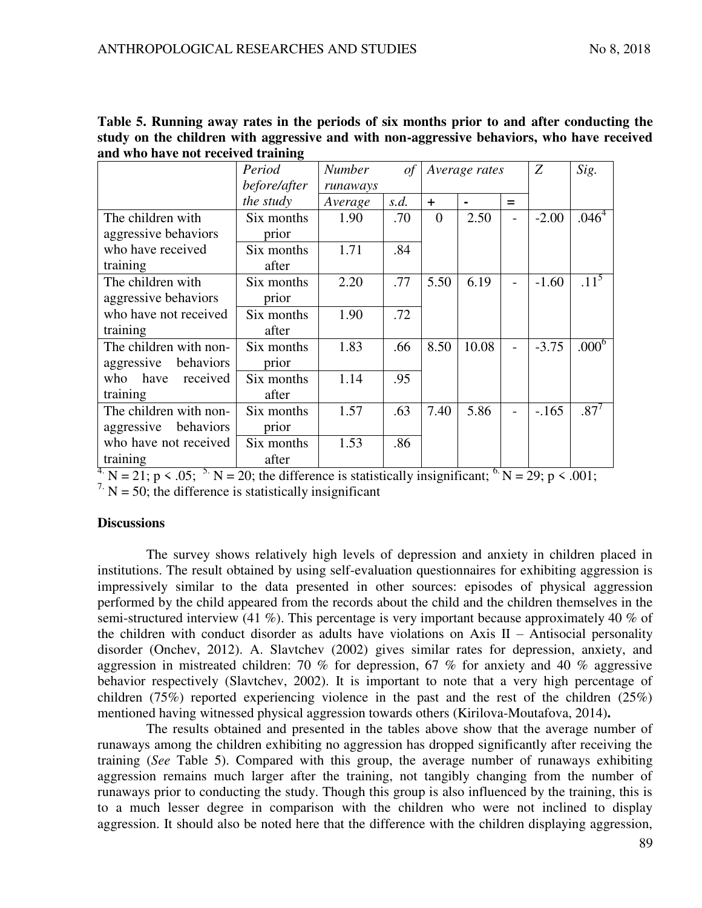**Table 5. Running away rates in the periods of six months prior to and after conducting the study on the children with aggressive and with non-aggressive behaviors, who have received and who have not received training**

| | *Period before/after the study* | *Number of runaways* | | *Average rates* | | | *Z* | *Sig.* |
|---|---|---|---|---|---|---|---|---|
| | | *Average* | *s.d.* | **+** | **-** | **=** | | |
| The children with aggressive behaviors who have received training | Six months prior | 1.90 | .70 | 0 | 2.50 | - | -2.00 | .046[4] |
| | Six months after | 1.71 | .84 | | | | | |
| The children with aggressive behaviors who have not received training | Six months prior | 2.20 | .77 | 5.50 | 6.19 | - | -1.60 | .11[5] |
| | Six months after | 1.90 | .72 | | | | | |
| The children with non-aggressive behaviors who have received training | Six months prior | 1.83 | .66 | 8.50 | 10.08 | - | -3.75 | .000[6] |
| | Six months after | 1.14 | .95 | | | | | |
| The children with non-aggressive behaviors who have not received training | Six months prior | 1.57 | .63 | 7.40 | 5.86 | - | -.165 | .87[7] |
| | Six months after | 1.53 | .86 | | | | | |

[4.] $N = 21$; $p < .05$; [5.] $N = 20$; the difference is statistically insignificant; [6.] $N = 29$; $p < .001$;
[7.] $N = 50$; the difference is statistically insignificant

**Discussions**

The survey shows relatively high levels of depression and anxiety in children placed in institutions. The result obtained by using self-evaluation questionnaires for exhibiting aggression is impressively similar to the data presented in other sources: episodes of physical aggression performed by the child appeared from the records about the child and the children themselves in the semi-structured interview (41 %). This percentage is very important because approximately 40 % of the children with conduct disorder as adults have violations on Axis II – Antisocial personality disorder (Onchev, 2012). A. Slavtchev (2002) gives similar rates for depression, anxiety, and aggression in mistreated children: 70 % for depression, 67 % for anxiety and 40 % aggressive behavior respectively (Slavtchev, 2002). It is important to note that a very high percentage of children (75%) reported experiencing violence in the past and the rest of the children (25%) mentioned having witnessed physical aggression towards others (Kirilova-Moutafova, 2014)**.**

The results obtained and presented in the tables above show that the average number of runaways among the children exhibiting no aggression has dropped significantly after receiving the training (*See* Table 5). Compared with this group, the average number of runaways exhibiting aggression remains much larger after the training, not tangibly changing from the number of runaways prior to conducting the study. Though this group is also influenced by the training, this is to a much lesser degree in comparison with the children who were not inclined to display aggression. It should also be noted here that the difference with the children displaying aggression,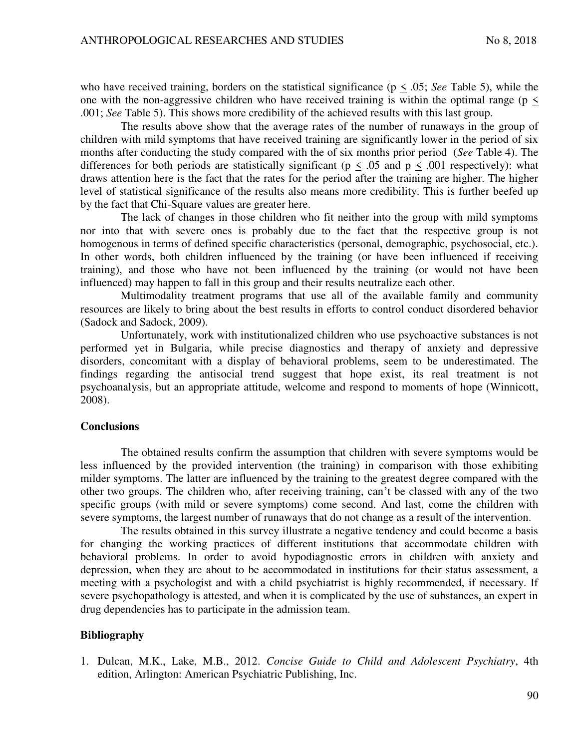who have received training, borders on the statistical significance ($p \leq .05$; *See* Table 5), while the one with the non-aggressive children who have received training is within the optimal range ($p \leq .001$; *See* Table 5). This shows more credibility of the achieved results with this last group.

The results above show that the average rates of the number of runaways in the group of children with mild symptoms that have received training are significantly lower in the period of six months after conducting the study compared with the of six months prior period (*See* Table 4). The differences for both periods are statistically significant ($p \leq .05$ and $p \leq .001$ respectively): what draws attention here is the fact that the rates for the period after the training are higher. The higher level of statistical significance of the results also means more credibility. This is further beefed up by the fact that Chi-Square values are greater here.

The lack of changes in those children who fit neither into the group with mild symptoms nor into that with severe ones is probably due to the fact that the respective group is not homogenous in terms of defined specific characteristics (personal, demographic, psychosocial, etc.). In other words, both children influenced by the training (or have been influenced if receiving training), and those who have not been influenced by the training (or would not have been influenced) may happen to fall in this group and their results neutralize each other.

Multimodality treatment programs that use all of the available family and community resources are likely to bring about the best results in efforts to control conduct disordered behavior (Sadock and Sadock, 2009).

Unfortunately, work with institutionalized children who use psychoactive substances is not performed yet in Bulgaria, while precise diagnostics and therapy of anxiety and depressive disorders, concomitant with a display of behavioral problems, seem to be underestimated. The findings regarding the antisocial trend suggest that hope exist, its real treatment is not psychoanalysis, but an appropriate attitude, welcome and respond to moments of hope (Winnicott, 2008).

## Conclusions

The obtained results confirm the assumption that children with severe symptoms would be less influenced by the provided intervention (the training) in comparison with those exhibiting milder symptoms. The latter are influenced by the training to the greatest degree compared with the other two groups. The children who, after receiving training, can't be classed with any of the two specific groups (with mild or severe symptoms) come second. And last, come the children with severe symptoms, the largest number of runaways that do not change as a result of the intervention.

The results obtained in this survey illustrate a negative tendency and could become a basis for changing the working practices of different institutions that accommodate children with behavioral problems. In order to avoid hypodiagnostic errors in children with anxiety and depression, when they are about to be accommodated in institutions for their status assessment, a meeting with a psychologist and with a child psychiatrist is highly recommended, if necessary. If severe psychopathology is attested, and when it is complicated by the use of substances, an expert in drug dependencies has to participate in the admission team.

## Bibliography

1. Dulcan, M.K., Lake, M.B., 2012. *Concise Guide to Child and Adolescent Psychiatry*, 4th edition, Arlington: American Psychiatric Publishing, Inc.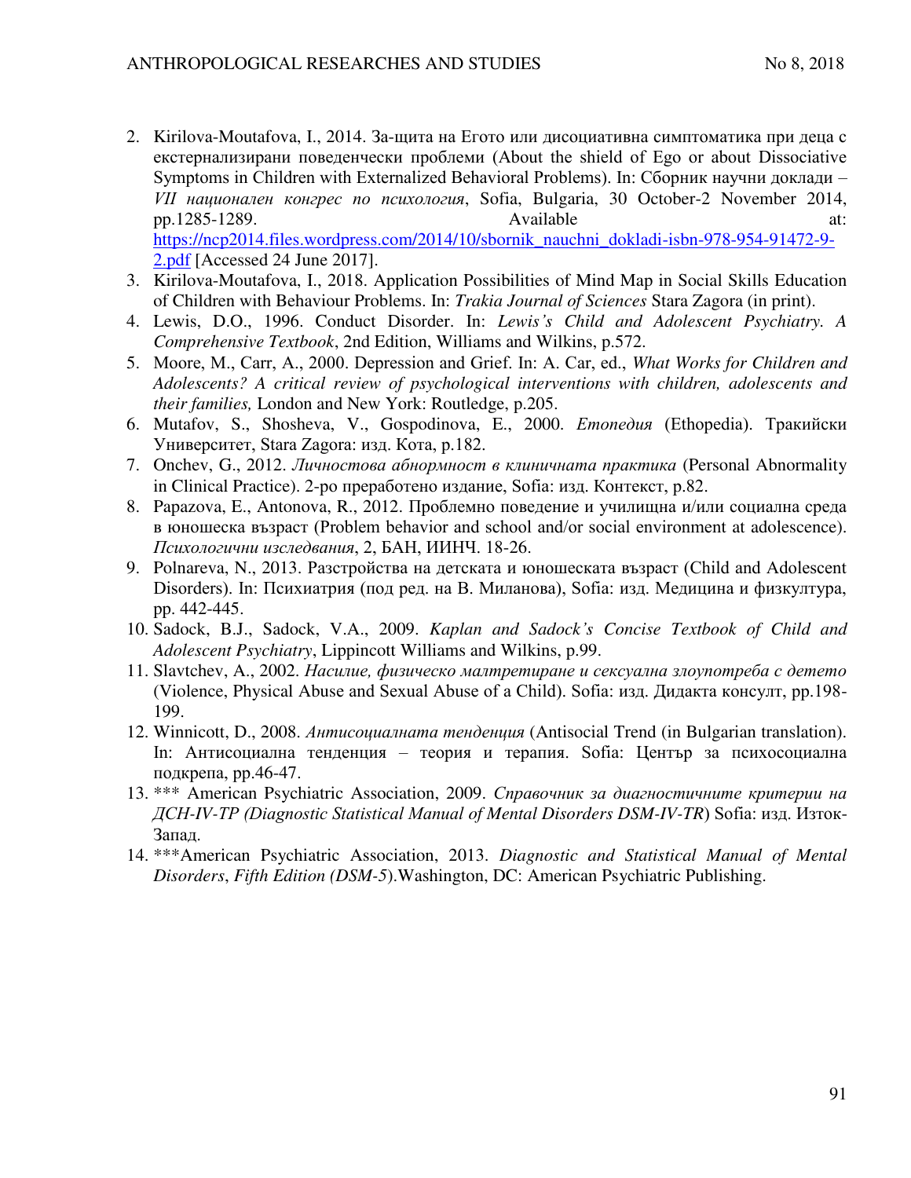2. Kirilova-Moutafova, I., 2014. За-щита на Егото или дисоциативна симптоматика при деца с екстернализирани поведенчески проблеми (About the shield of Ego or about Dissociative Symptoms in Children with Externalized Behavioral Problems). In: Сборник научни доклади – *VII национален конгрес по психология*, Sofia, Bulgaria, 30 October-2 November 2014, pp.1285-1289. Available at: https://ncp2014.files.wordpress.com/2014/10/sbornik_nauchni_dokladi-isbn-978-954-91472-9-2.pdf [Accessed 24 June 2017].
3. Kirilova-Moutafova, I., 2018. Application Possibilities of Mind Map in Social Skills Education of Children with Behaviour Problems. In: *Trakia Journal of Sciences* Stara Zagora (in print).
4. Lewis, D.O., 1996. Conduct Disorder. In: *Lewis's Child and Adolescent Psychiatry. A Comprehensive Textbook*, 2nd Edition, Williams and Wilkins, p.572.
5. Moore, M., Carr, A., 2000. Depression and Grief. In: A. Car, ed., *What Works for Children and Adolescents? A critical review of psychological interventions with children, adolescents and their families,* London and New York: Routledge, p.205.
6. Mutafov, S., Shosheva, V., Gospodinova, E., 2000. *Етопедия* (Ethopedia). Тракийски Университет, Stara Zagora: изд. Кота, p.182.
7. Onchev, G., 2012. *Личностова абнормност в клиничната практика* (Personal Abnormality in Clinical Practice). 2-ро преработено издание, Sofia: изд. Контекст, p.82.
8. Papazova, E., Antonova, R., 2012. Проблемно поведение и училищна и/или социална среда в юношеска възраст (Problem behavior and school and/or social environment at adolescence). *Психологични изследвания*, 2, БАН, ИИНЧ. 18-26.
9. Polnareva, N., 2013. Разстройства на детската и юношеската възраст (Child and Adolescent Disorders). In: Психиатрия (под ред. на В. Миланова), Sofia: изд. Медицина и физкултура, pp. 442-445.
10. Sadock, B.J., Sadock, V.A., 2009. *Kaplan and Sadock's Concise Textbook of Child and Adolescent Psychiatry*, Lippincott Williams and Wilkins, p.99.
11. Slavtchev, A., 2002. *Насилие, физическо малтретиране и сексуална злоупотреба с детето* (Violence, Physical Abuse and Sexual Abuse of a Child). Sofia: изд. Дидакта консулт, pp.198-199.
12. Winnicott, D., 2008. *Антисоциалната тенденция* (Antisocial Trend (in Bulgarian translation). In: Антисоциална тенденция – теория и терапия. Sofia: Център за психосоциална подкрепа, pp.46-47.
13. \*\*\* American Psychiatric Association, 2009. *Справочник за диагностичните критерии на ДСН-IV-ТР (Diagnostic Statistical Manual of Mental Disorders DSM-IV-TR*) Sofia: изд. Изток-Запад.
14. \*\*\*American Psychiatric Association, 2013. *Diagnostic and Statistical Manual of Mental Disorders*, *Fifth Edition (DSM-5*).Washington, DC: American Psychiatric Publishing.